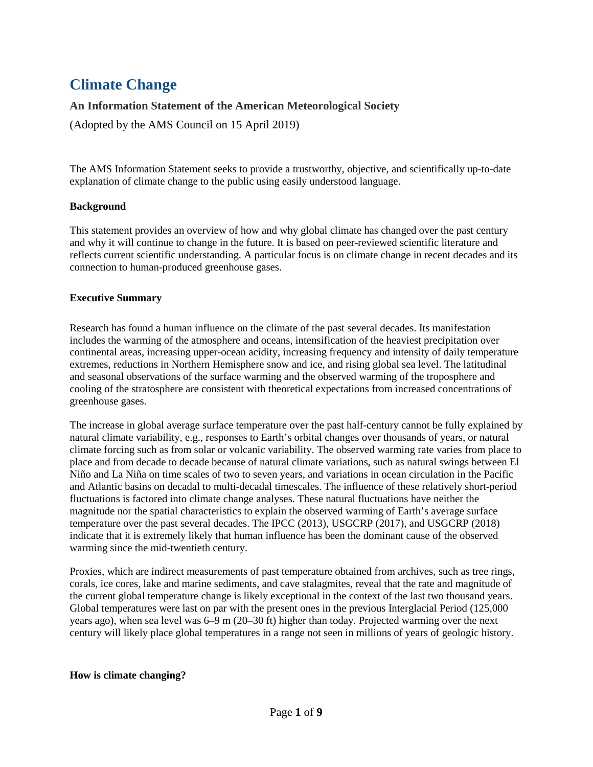# Climate Change

### An Information Statement of the American Meteorological Society

(Adopted by the AMS Council on 15 April 2019)

The AMS Information Statement seeks to provide a trustworthy, objective, and scientifically up-to-date explanation of climate change to the public using easily understood language.

**Background**

This statement provides an overview of how and why global climate has changed over the past century and why it will continue to change in the future. It is based on peer-reviewed scientific literature and reflects current scientific understanding. A particular focus is on climate change in recent decades and its connection to human-produced greenhouse gases.

**Executive Summary**

Research has found a human influence on the climate of the past several decades. Its manifestation includes the warming of the atmosphere and oceans, intensification of the heaviest precipitation over continental areas, increasing upper-ocean acidity, increasing frequency and intensity of daily temperature extremes, reductions in Northern Hemisphere snow and ice, and rising global sea level. The latitudinal and seasonal observations of the surface warming and the observed warming of the troposphere and cooling of the stratosphere are consistent with theoretical expectations from increased concentrations of greenhouse gases.

The increase in global average surface temperature over the past half-century cannot be fully explained by natural climate variability, e.g., responses to Earth's orbital changes over thousands of years, or natural climate forcing such as from solar or volcanic variability. The observed warming rate varies from place to place and from decade to decade because of natural climate variations, such as natural swings between El Niño and La Niña on time scales of two to seven years, and variations in ocean circulation in the Pacific and Atlantic basins on decadal to multi-decadal timescales. The influence of these relatively short-period fluctuations is factored into climate change analyses. These natural fluctuations have neither the magnitude nor the spatial characteristics to explain the observed warming of Earth's average surface temperature over the past several decades. The IPCC (2013), USGCRP (2017), and USGCRP (2018) indicate that it is extremely likely that human influence has been the dominant cause of the observed warming since the mid-twentieth century.

Proxies, which are indirect measurements of past temperature obtained from archives, such as tree rings, corals, ice cores, lake and marine sediments, and cave stalagmites, reveal that the rate and magnitude of the current global temperature change is likely exceptional in the context of the last two thousand years. Global temperatures were last on par with the present ones in the previous Interglacial Period (125,000 years ago), when sea level was 6–9 m (20–30 ft) higher than today. Projected warming over the next century will likely place global temperatures in a range not seen in millions of years of geologic history.

**How is climate changing?**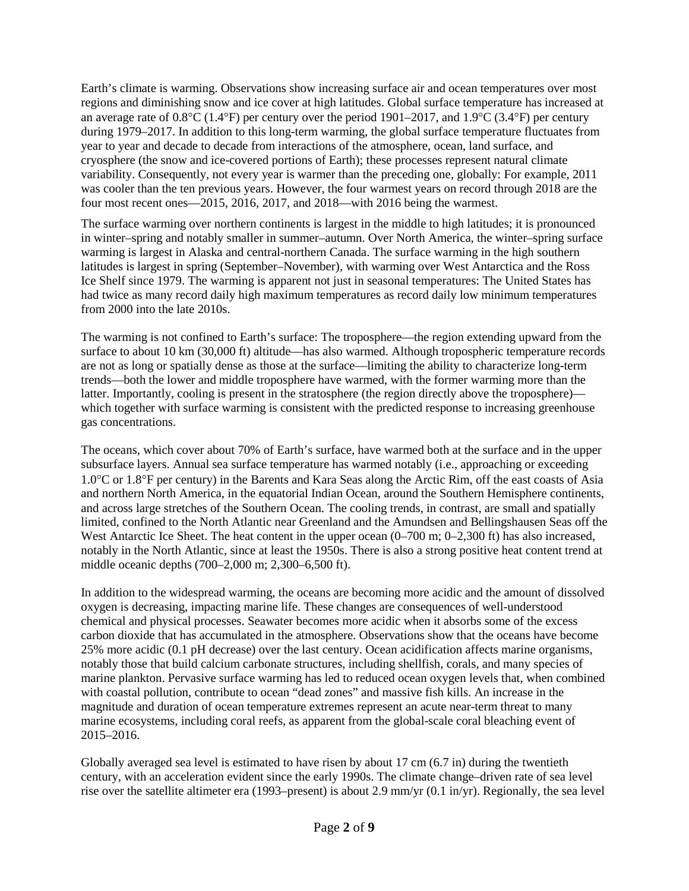Earth's climate is warming. Observations show increasing surface air and ocean temperatures over most regions and diminishing snow and ice cover at high latitudes. Global surface temperature has increased at an average rate of 0.8°C (1.4°F) per century over the period 1901–2017, and 1.9°C (3.4°F) per century during 1979–2017. In addition to this long-term warming, the global surface temperature fluctuates from year to year and decade to decade from interactions of the atmosphere, ocean, land surface, and cryosphere (the snow and ice-covered portions of Earth); these processes represent natural climate variability. Consequently, not every year is warmer than the preceding one, globally: For example, 2011 was cooler than the ten previous years. However, the four warmest years on record through 2018 are the four most recent ones—2015, 2016, 2017, and 2018—with 2016 being the warmest.

The surface warming over northern continents is largest in the middle to high latitudes; it is pronounced in winter–spring and notably smaller in summer–autumn. Over North America, the winter–spring surface warming is largest in Alaska and central-northern Canada. The surface warming in the high southern latitudes is largest in spring (September–November), with warming over West Antarctica and the Ross Ice Shelf since 1979. The warming is apparent not just in seasonal temperatures: The United States has had twice as many record daily high maximum temperatures as record daily low minimum temperatures from 2000 into the late 2010s.

The warming is not confined to Earth's surface: The troposphere—the region extending upward from the surface to about 10 km (30,000 ft) altitude—has also warmed. Although tropospheric temperature records are not as long or spatially dense as those at the surface—limiting the ability to characterize long-term trends—both the lower and middle troposphere have warmed, with the former warming more than the latter. Importantly, cooling is present in the stratosphere (the region directly above the troposphere)—which together with surface warming is consistent with the predicted response to increasing greenhouse gas concentrations.

The oceans, which cover about 70% of Earth's surface, have warmed both at the surface and in the upper subsurface layers. Annual sea surface temperature has warmed notably (i.e., approaching or exceeding 1.0°C or 1.8°F per century) in the Barents and Kara Seas along the Arctic Rim, off the east coasts of Asia and northern North America, in the equatorial Indian Ocean, around the Southern Hemisphere continents, and across large stretches of the Southern Ocean. The cooling trends, in contrast, are small and spatially limited, confined to the North Atlantic near Greenland and the Amundsen and Bellingshausen Seas off the West Antarctic Ice Sheet. The heat content in the upper ocean (0–700 m; 0–2,300 ft) has also increased, notably in the North Atlantic, since at least the 1950s. There is also a strong positive heat content trend at middle oceanic depths (700–2,000 m; 2,300–6,500 ft).

In addition to the widespread warming, the oceans are becoming more acidic and the amount of dissolved oxygen is decreasing, impacting marine life. These changes are consequences of well-understood chemical and physical processes. Seawater becomes more acidic when it absorbs some of the excess carbon dioxide that has accumulated in the atmosphere. Observations show that the oceans have become 25% more acidic (0.1 pH decrease) over the last century. Ocean acidification affects marine organisms, notably those that build calcium carbonate structures, including shellfish, corals, and many species of marine plankton. Pervasive surface warming has led to reduced ocean oxygen levels that, when combined with coastal pollution, contribute to ocean "dead zones" and massive fish kills. An increase in the magnitude and duration of ocean temperature extremes represent an acute near-term threat to many marine ecosystems, including coral reefs, as apparent from the global-scale coral bleaching event of 2015–2016.

Globally averaged sea level is estimated to have risen by about 17 cm (6.7 in) during the twentieth century, with an acceleration evident since the early 1990s. The climate change–driven rate of sea level rise over the satellite altimeter era (1993–present) is about 2.9 mm/yr (0.1 in/yr). Regionally, the sea level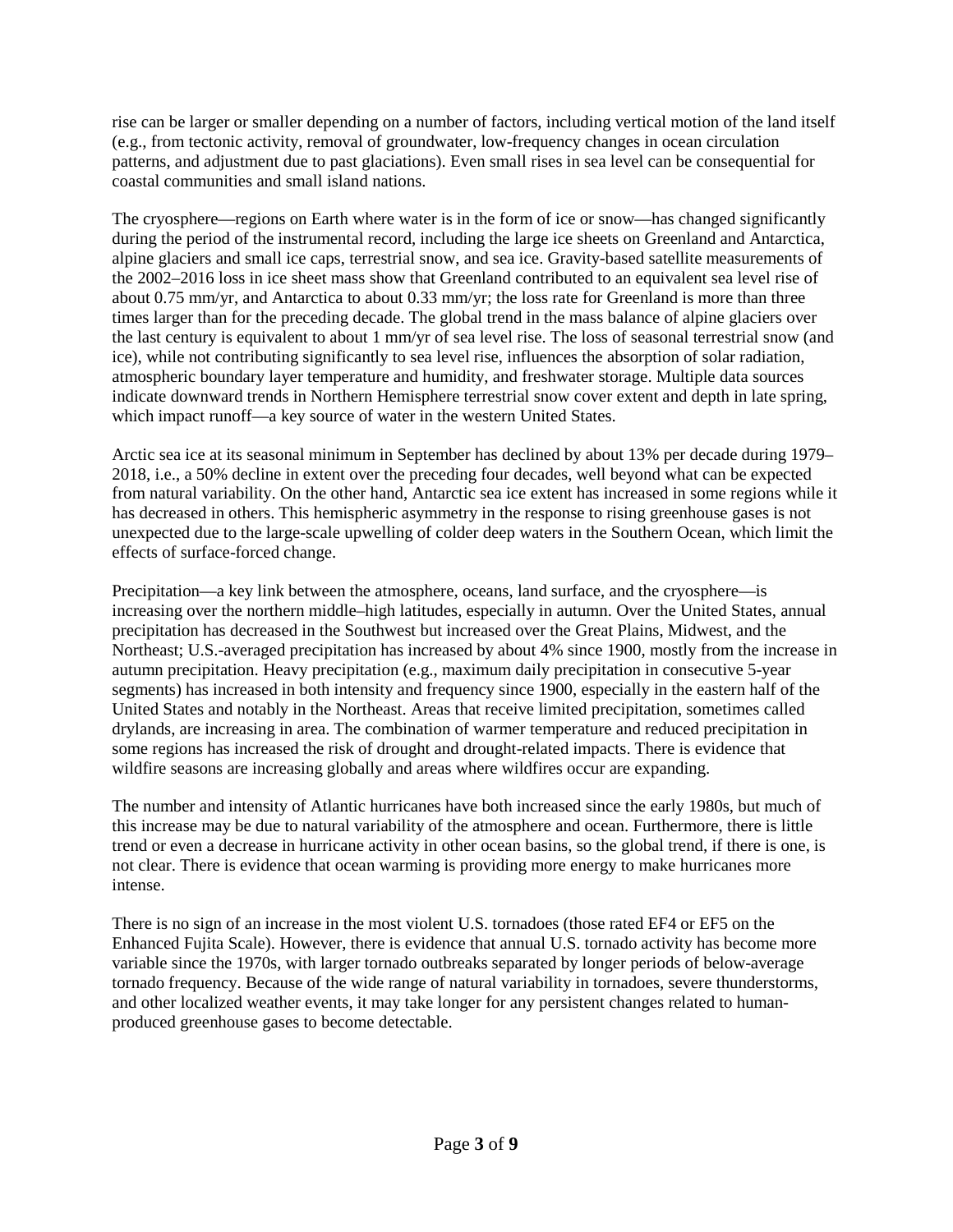rise can be larger or smaller depending on a number of factors, including vertical motion of the land itself (e.g., from tectonic activity, removal of groundwater, low-frequency changes in ocean circulation patterns, and adjustment due to past glaciations). Even small rises in sea level can be consequential for coastal communities and small island nations.

The cryosphere—regions on Earth where water is in the form of ice or snow—has changed significantly during the period of the instrumental record, including the large ice sheets on Greenland and Antarctica, alpine glaciers and small ice caps, terrestrial snow, and sea ice. Gravity-based satellite measurements of the 2002–2016 loss in ice sheet mass show that Greenland contributed to an equivalent sea level rise of about 0.75 mm/yr, and Antarctica to about 0.33 mm/yr; the loss rate for Greenland is more than three times larger than for the preceding decade. The global trend in the mass balance of alpine glaciers over the last century is equivalent to about 1 mm/yr of sea level rise. The loss of seasonal terrestrial snow (and ice), while not contributing significantly to sea level rise, influences the absorption of solar radiation, atmospheric boundary layer temperature and humidity, and freshwater storage. Multiple data sources indicate downward trends in Northern Hemisphere terrestrial snow cover extent and depth in late spring, which impact runoff—a key source of water in the western United States.

Arctic sea ice at its seasonal minimum in September has declined by about 13% per decade during 1979–2018, i.e., a 50% decline in extent over the preceding four decades, well beyond what can be expected from natural variability. On the other hand, Antarctic sea ice extent has increased in some regions while it has decreased in others. This hemispheric asymmetry in the response to rising greenhouse gases is not unexpected due to the large-scale upwelling of colder deep waters in the Southern Ocean, which limit the effects of surface-forced change.

Precipitation—a key link between the atmosphere, oceans, land surface, and the cryosphere—is increasing over the northern middle–high latitudes, especially in autumn. Over the United States, annual precipitation has decreased in the Southwest but increased over the Great Plains, Midwest, and the Northeast; U.S.-averaged precipitation has increased by about 4% since 1900, mostly from the increase in autumn precipitation. Heavy precipitation (e.g., maximum daily precipitation in consecutive 5-year segments) has increased in both intensity and frequency since 1900, especially in the eastern half of the United States and notably in the Northeast. Areas that receive limited precipitation, sometimes called drylands, are increasing in area. The combination of warmer temperature and reduced precipitation in some regions has increased the risk of drought and drought-related impacts. There is evidence that wildfire seasons are increasing globally and areas where wildfires occur are expanding.

The number and intensity of Atlantic hurricanes have both increased since the early 1980s, but much of this increase may be due to natural variability of the atmosphere and ocean. Furthermore, there is little trend or even a decrease in hurricane activity in other ocean basins, so the global trend, if there is one, is not clear. There is evidence that ocean warming is providing more energy to make hurricanes more intense.

There is no sign of an increase in the most violent U.S. tornadoes (those rated EF4 or EF5 on the Enhanced Fujita Scale). However, there is evidence that annual U.S. tornado activity has become more variable since the 1970s, with larger tornado outbreaks separated by longer periods of below-average tornado frequency. Because of the wide range of natural variability in tornadoes, severe thunderstorms, and other localized weather events, it may take longer for any persistent changes related to human-produced greenhouse gases to become detectable.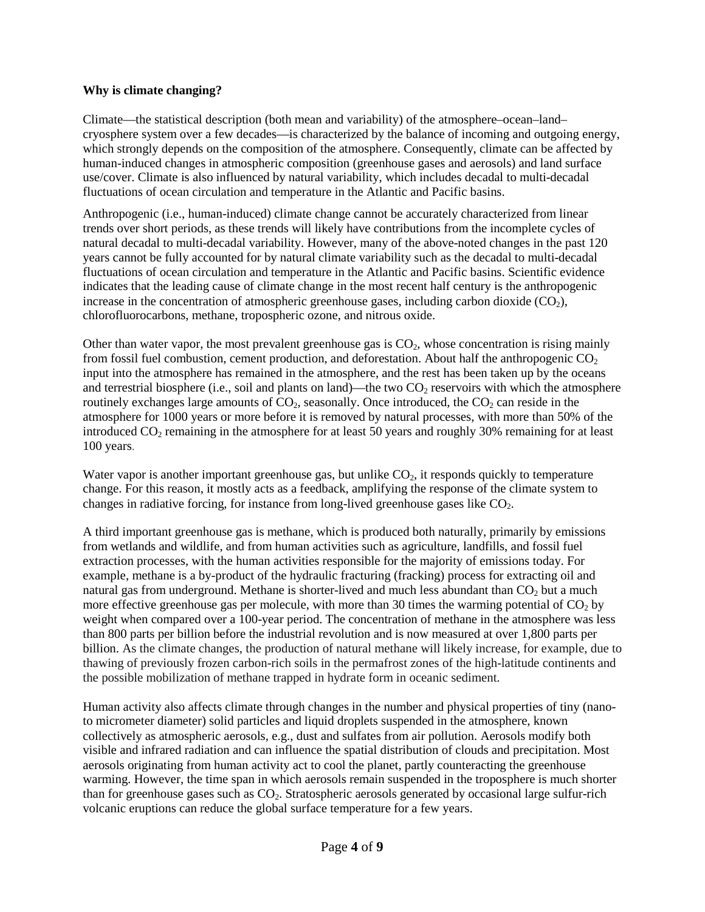**Why is climate changing?**

Climate—the statistical description (both mean and variability) of the atmosphere–ocean–land–cryosphere system over a few decades—is characterized by the balance of incoming and outgoing energy, which strongly depends on the composition of the atmosphere. Consequently, climate can be affected by human-induced changes in atmospheric composition (greenhouse gases and aerosols) and land surface use/cover. Climate is also influenced by natural variability, which includes decadal to multi-decadal fluctuations of ocean circulation and temperature in the Atlantic and Pacific basins.

Anthropogenic (i.e., human-induced) climate change cannot be accurately characterized from linear trends over short periods, as these trends will likely have contributions from the incomplete cycles of natural decadal to multi-decadal variability. However, many of the above-noted changes in the past 120 years cannot be fully accounted for by natural climate variability such as the decadal to multi-decadal fluctuations of ocean circulation and temperature in the Atlantic and Pacific basins. Scientific evidence indicates that the leading cause of climate change in the most recent half century is the anthropogenic increase in the concentration of atmospheric greenhouse gases, including carbon dioxide ($CO_2$), chlorofluorocarbons, methane, tropospheric ozone, and nitrous oxide.

Other than water vapor, the most prevalent greenhouse gas is $CO_2$, whose concentration is rising mainly from fossil fuel combustion, cement production, and deforestation. About half the anthropogenic $CO_2$ input into the atmosphere has remained in the atmosphere, and the rest has been taken up by the oceans and terrestrial biosphere (i.e., soil and plants on land)—the two $CO_2$ reservoirs with which the atmosphere routinely exchanges large amounts of $CO_2$, seasonally. Once introduced, the $CO_2$ can reside in the atmosphere for 1000 years or more before it is removed by natural processes, with more than 50% of the introduced $CO_2$ remaining in the atmosphere for at least 50 years and roughly 30% remaining for at least 100 years.

Water vapor is another important greenhouse gas, but unlike $CO_2$, it responds quickly to temperature change. For this reason, it mostly acts as a feedback, amplifying the response of the climate system to changes in radiative forcing, for instance from long-lived greenhouse gases like $CO_2$.

A third important greenhouse gas is methane, which is produced both naturally, primarily by emissions from wetlands and wildlife, and from human activities such as agriculture, landfills, and fossil fuel extraction processes, with the human activities responsible for the majority of emissions today. For example, methane is a by-product of the hydraulic fracturing (fracking) process for extracting oil and natural gas from underground. Methane is shorter-lived and much less abundant than $CO_2$ but a much more effective greenhouse gas per molecule, with more than 30 times the warming potential of $CO_2$ by weight when compared over a 100-year period. The concentration of methane in the atmosphere was less than 800 parts per billion before the industrial revolution and is now measured at over 1,800 parts per billion. As the climate changes, the production of natural methane will likely increase, for example, due to thawing of previously frozen carbon-rich soils in the permafrost zones of the high-latitude continents and the possible mobilization of methane trapped in hydrate form in oceanic sediment.

Human activity also affects climate through changes in the number and physical properties of tiny (nano- to micrometer diameter) solid particles and liquid droplets suspended in the atmosphere, known collectively as atmospheric aerosols, e.g., dust and sulfates from air pollution. Aerosols modify both visible and infrared radiation and can influence the spatial distribution of clouds and precipitation. Most aerosols originating from human activity act to cool the planet, partly counteracting the greenhouse warming. However, the time span in which aerosols remain suspended in the troposphere is much shorter than for greenhouse gases such as $CO_2$. Stratospheric aerosols generated by occasional large sulfur-rich volcanic eruptions can reduce the global surface temperature for a few years.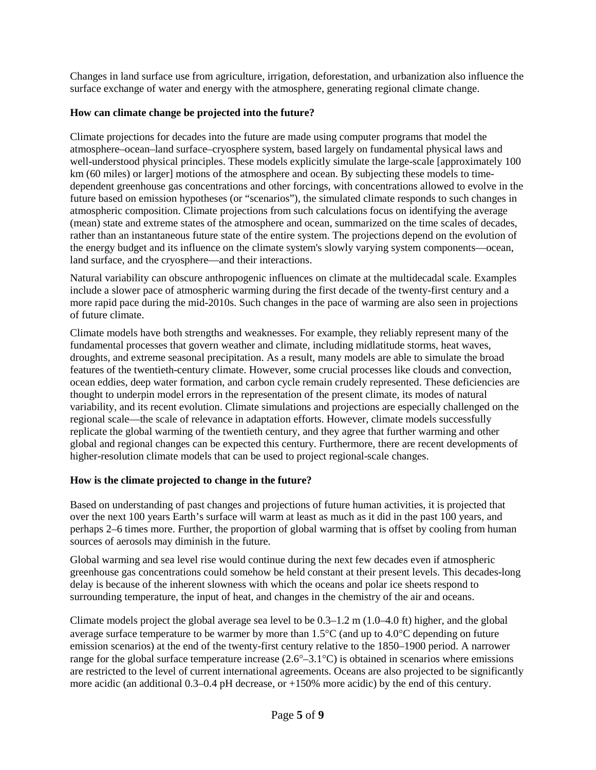Changes in land surface use from agriculture, irrigation, deforestation, and urbanization also influence the surface exchange of water and energy with the atmosphere, generating regional climate change.

### How can climate change be projected into the future?

Climate projections for decades into the future are made using computer programs that model the atmosphere–ocean–land surface–cryosphere system, based largely on fundamental physical laws and well-understood physical principles. These models explicitly simulate the large-scale [approximately 100 km (60 miles) or larger] motions of the atmosphere and ocean. By subjecting these models to time-dependent greenhouse gas concentrations and other forcings, with concentrations allowed to evolve in the future based on emission hypotheses (or "scenarios"), the simulated climate responds to such changes in atmospheric composition. Climate projections from such calculations focus on identifying the average (mean) state and extreme states of the atmosphere and ocean, summarized on the time scales of decades, rather than an instantaneous future state of the entire system. The projections depend on the evolution of the energy budget and its influence on the climate system's slowly varying system components—ocean, land surface, and the cryosphere—and their interactions.

Natural variability can obscure anthropogenic influences on climate at the multidecadal scale. Examples include a slower pace of atmospheric warming during the first decade of the twenty-first century and a more rapid pace during the mid-2010s. Such changes in the pace of warming are also seen in projections of future climate.

Climate models have both strengths and weaknesses. For example, they reliably represent many of the fundamental processes that govern weather and climate, including midlatitude storms, heat waves, droughts, and extreme seasonal precipitation. As a result, many models are able to simulate the broad features of the twentieth-century climate. However, some crucial processes like clouds and convection, ocean eddies, deep water formation, and carbon cycle remain crudely represented. These deficiencies are thought to underpin model errors in the representation of the present climate, its modes of natural variability, and its recent evolution. Climate simulations and projections are especially challenged on the regional scale—the scale of relevance in adaptation efforts. However, climate models successfully replicate the global warming of the twentieth century, and they agree that further warming and other global and regional changes can be expected this century. Furthermore, there are recent developments of higher-resolution climate models that can be used to project regional-scale changes.

### How is the climate projected to change in the future?

Based on understanding of past changes and projections of future human activities, it is projected that over the next 100 years Earth's surface will warm at least as much as it did in the past 100 years, and perhaps 2–6 times more. Further, the proportion of global warming that is offset by cooling from human sources of aerosols may diminish in the future.

Global warming and sea level rise would continue during the next few decades even if atmospheric greenhouse gas concentrations could somehow be held constant at their present levels. This decades-long delay is because of the inherent slowness with which the oceans and polar ice sheets respond to surrounding temperature, the input of heat, and changes in the chemistry of the air and oceans.

Climate models project the global average sea level to be 0.3–1.2 m (1.0–4.0 ft) higher, and the global average surface temperature to be warmer by more than 1.5°C (and up to 4.0°C depending on future emission scenarios) at the end of the twenty-first century relative to the 1850–1900 period. A narrower range for the global surface temperature increase (2.6°–3.1°C) is obtained in scenarios where emissions are restricted to the level of current international agreements. Oceans are also projected to be significantly more acidic (an additional 0.3–0.4 pH decrease, or +150% more acidic) by the end of this century.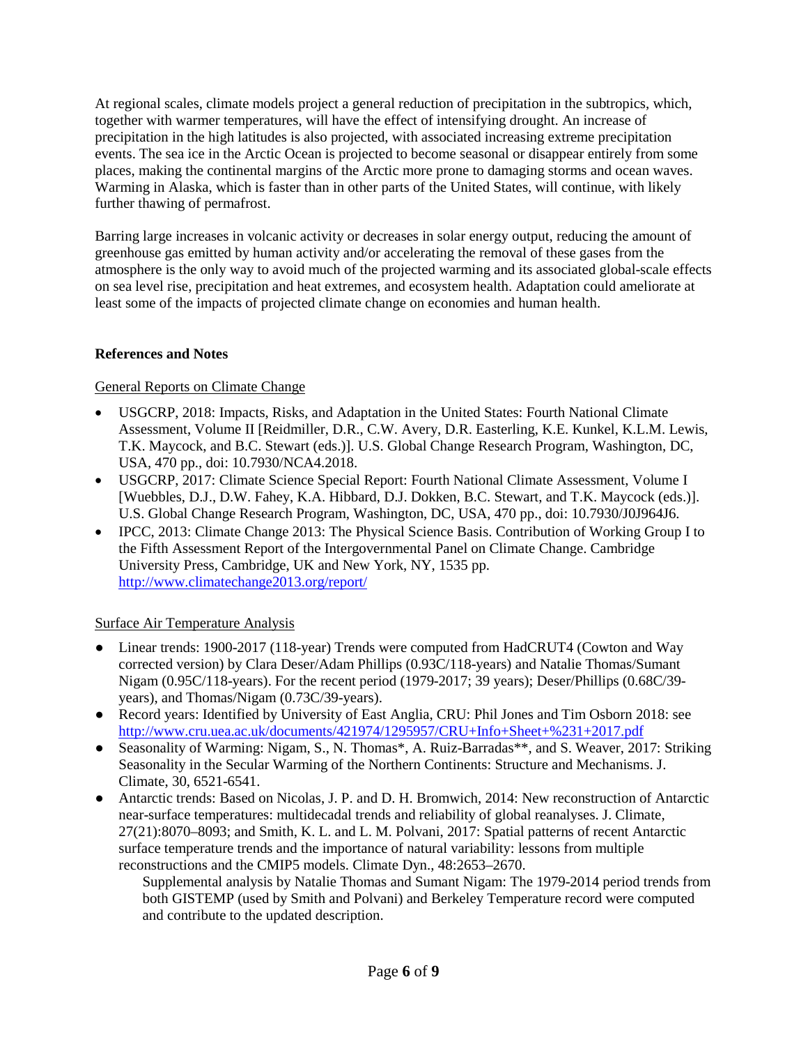At regional scales, climate models project a general reduction of precipitation in the subtropics, which, together with warmer temperatures, will have the effect of intensifying drought. An increase of precipitation in the high latitudes is also projected, with associated increasing extreme precipitation events. The sea ice in the Arctic Ocean is projected to become seasonal or disappear entirely from some places, making the continental margins of the Arctic more prone to damaging storms and ocean waves. Warming in Alaska, which is faster than in other parts of the United States, will continue, with likely further thawing of permafrost.

Barring large increases in volcanic activity or decreases in solar energy output, reducing the amount of greenhouse gas emitted by human activity and/or accelerating the removal of these gases from the atmosphere is the only way to avoid much of the projected warming and its associated global-scale effects on sea level rise, precipitation and heat extremes, and ecosystem health. Adaptation could ameliorate at least some of the impacts of projected climate change on economies and human health.

**References and Notes**

General Reports on Climate Change

- USGCRP, 2018: Impacts, Risks, and Adaptation in the United States: Fourth National Climate Assessment, Volume II [Reidmiller, D.R., C.W. Avery, D.R. Easterling, K.E. Kunkel, K.L.M. Lewis, T.K. Maycock, and B.C. Stewart (eds.)]. U.S. Global Change Research Program, Washington, DC, USA, 470 pp., doi: 10.7930/NCA4.2018.
- USGCRP, 2017: Climate Science Special Report: Fourth National Climate Assessment, Volume I [Wuebbles, D.J., D.W. Fahey, K.A. Hibbard, D.J. Dokken, B.C. Stewart, and T.K. Maycock (eds.)]. U.S. Global Change Research Program, Washington, DC, USA, 470 pp., doi: 10.7930/J0J964J6.
- IPCC, 2013: Climate Change 2013: The Physical Science Basis. Contribution of Working Group I to the Fifth Assessment Report of the Intergovernmental Panel on Climate Change. Cambridge University Press, Cambridge, UK and New York, NY, 1535 pp. http://www.climatechange2013.org/report/

Surface Air Temperature Analysis

- Linear trends: 1900-2017 (118-year) Trends were computed from HadCRUT4 (Cowton and Way corrected version) by Clara Deser/Adam Phillips (0.93C/118-years) and Natalie Thomas/Sumant Nigam (0.95C/118-years). For the recent period (1979-2017; 39 years); Deser/Phillips (0.68C/39-years), and Thomas/Nigam (0.73C/39-years).
- Record years: Identified by University of East Anglia, CRU: Phil Jones and Tim Osborn 2018: see http://www.cru.uea.ac.uk/documents/421974/1295957/CRU+Info+Sheet+%231+2017.pdf
- Seasonality of Warming: Nigam, S., N. Thomas*, A. Ruiz-Barradas**, and S. Weaver, 2017: Striking Seasonality in the Secular Warming of the Northern Continents: Structure and Mechanisms. J. Climate, 30, 6521-6541.
- Antarctic trends: Based on Nicolas, J. P. and D. H. Bromwich, 2014: New reconstruction of Antarctic near-surface temperatures: multidecadal trends and reliability of global reanalyses. J. Climate, 27(21):8070–8093; and Smith, K. L. and L. M. Polvani, 2017: Spatial patterns of recent Antarctic surface temperature trends and the importance of natural variability: lessons from multiple reconstructions and the CMIP5 models. Climate Dyn., 48:2653–2670.

  Supplemental analysis by Natalie Thomas and Sumant Nigam: The 1979-2014 period trends from both GISTEMP (used by Smith and Polvani) and Berkeley Temperature record were computed and contribute to the updated description.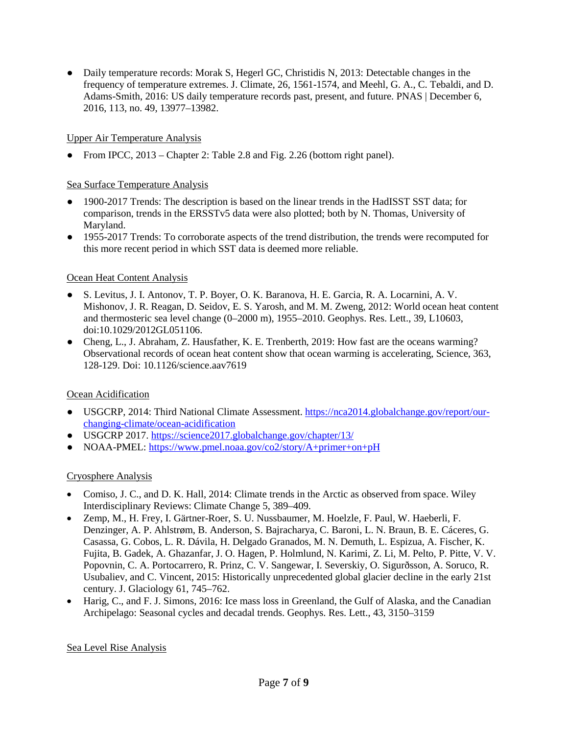- Daily temperature records: Morak S, Hegerl GC, Christidis N, 2013: Detectable changes in the frequency of temperature extremes. J. Climate, 26, 1561-1574, and Meehl, G. A., C. Tebaldi, and D. Adams-Smith, 2016: US daily temperature records past, present, and future. PNAS | December 6, 2016, 113, no. 49, 13977–13982.

Upper Air Temperature Analysis

- From IPCC, 2013 – Chapter 2: Table 2.8 and Fig. 2.26 (bottom right panel).

Sea Surface Temperature Analysis

- 1900-2017 Trends: The description is based on the linear trends in the HadISST SST data; for comparison, trends in the ERSSTv5 data were also plotted; both by N. Thomas, University of Maryland.
- 1955-2017 Trends: To corroborate aspects of the trend distribution, the trends were recomputed for this more recent period in which SST data is deemed more reliable.

Ocean Heat Content Analysis

- S. Levitus, J. I. Antonov, T. P. Boyer, O. K. Baranova, H. E. Garcia, R. A. Locarnini, A. V. Mishonov, J. R. Reagan, D. Seidov, E. S. Yarosh, and M. M. Zweng, 2012: World ocean heat content and thermosteric sea level change (0–2000 m), 1955–2010. Geophys. Res. Lett., 39, L10603, doi:10.1029/2012GL051106.
- Cheng, L., J. Abraham, Z. Hausfather, K. E. Trenberth, 2019: How fast are the oceans warming? Observational records of ocean heat content show that ocean warming is accelerating, Science, 363, 128-129. Doi: 10.1126/science.aav7619

Ocean Acidification

- USGCRP, 2014: Third National Climate Assessment. https://nca2014.globalchange.gov/report/our-changing-climate/ocean-acidification
- USGCRP 2017. https://science2017.globalchange.gov/chapter/13/
- NOAA-PMEL: https://www.pmel.noaa.gov/co2/story/A+primer+on+pH

Cryosphere Analysis

- Comiso, J. C., and D. K. Hall, 2014: Climate trends in the Arctic as observed from space. Wiley Interdisciplinary Reviews: Climate Change 5, 389–409.
- Zemp, M., H. Frey, I. Gärtner-Roer, S. U. Nussbaumer, M. Hoelzle, F. Paul, W. Haeberli, F. Denzinger, A. P. Ahlstrøm, B. Anderson, S. Bajracharya, C. Baroni, L. N. Braun, B. E. Cáceres, G. Casassa, G. Cobos, L. R. Dávila, H. Delgado Granados, M. N. Demuth, L. Espizua, A. Fischer, K. Fujita, B. Gadek, A. Ghazanfar, J. O. Hagen, P. Holmlund, N. Karimi, Z. Li, M. Pelto, P. Pitte, V. V. Popovnin, C. A. Portocarrero, R. Prinz, C. V. Sangewar, I. Severskiy, O. Sigurðsson, A. Soruco, R. Usubaliev, and C. Vincent, 2015: Historically unprecedented global glacier decline in the early 21st century. J. Glaciology 61, 745–762.
- Harig, C., and F. J. Simons, 2016: Ice mass loss in Greenland, the Gulf of Alaska, and the Canadian Archipelago: Seasonal cycles and decadal trends. Geophys. Res. Lett., 43, 3150–3159

Sea Level Rise Analysis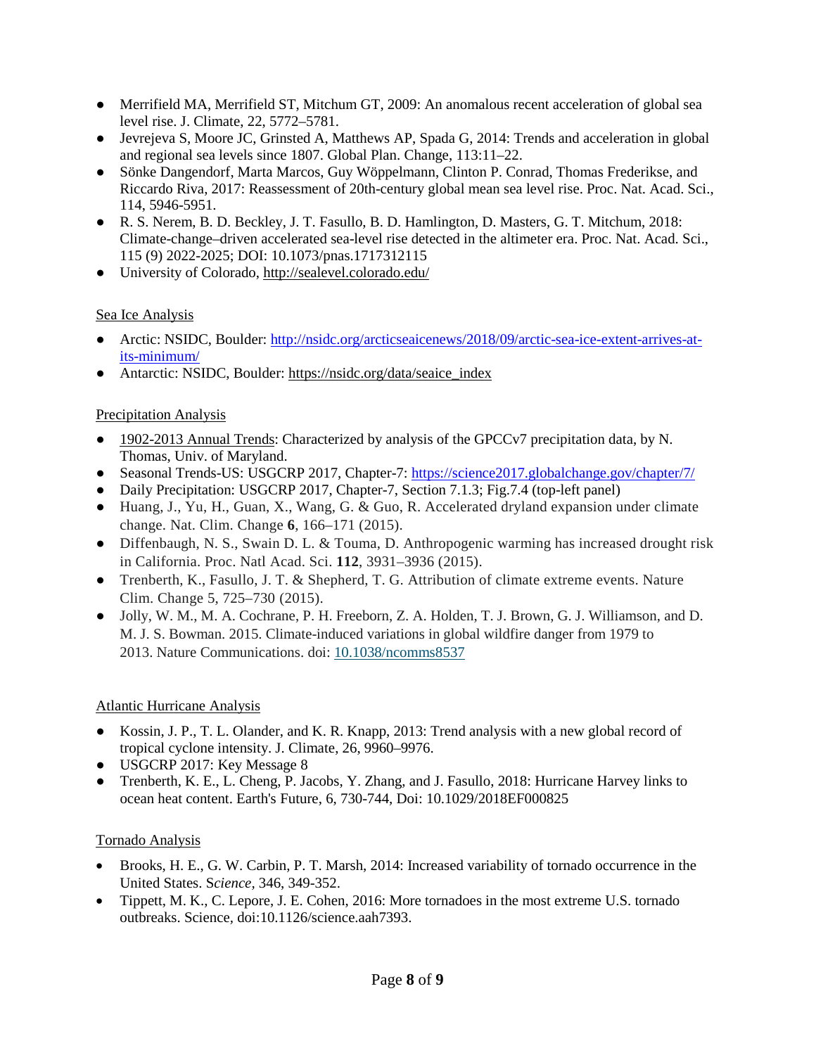- Merrifield MA, Merrifield ST, Mitchum GT, 2009: An anomalous recent acceleration of global sea level rise. J. Climate, 22, 5772–5781.
- Jevrejeva S, Moore JC, Grinsted A, Matthews AP, Spada G, 2014: Trends and acceleration in global and regional sea levels since 1807. Global Plan. Change, 113:11–22.
- Sönke Dangendorf, Marta Marcos, Guy Wöppelmann, Clinton P. Conrad, Thomas Frederikse, and Riccardo Riva, 2017: Reassessment of 20th-century global mean sea level rise. Proc. Nat. Acad. Sci., 114, 5946-5951.
- R. S. Nerem, B. D. Beckley, J. T. Fasullo, B. D. Hamlington, D. Masters, G. T. Mitchum, 2018: Climate-change–driven accelerated sea-level rise detected in the altimeter era. Proc. Nat. Acad. Sci., 115 (9) 2022-2025; DOI: 10.1073/pnas.1717312115
- University of Colorado, http://sealevel.colorado.edu/

Sea Ice Analysis

- Arctic: NSIDC, Boulder: http://nsidc.org/arcticseaicenews/2018/09/arctic-sea-ice-extent-arrives-at-its-minimum/
- Antarctic: NSIDC, Boulder: https://nsidc.org/data/seaice_index

Precipitation Analysis

- 1902-2013 Annual Trends: Characterized by analysis of the GPCCv7 precipitation data, by N. Thomas, Univ. of Maryland.
- Seasonal Trends-US: USGCRP 2017, Chapter-7: https://science2017.globalchange.gov/chapter/7/
- Daily Precipitation: USGCRP 2017, Chapter-7, Section 7.1.3; Fig.7.4 (top-left panel)
- Huang, J., Yu, H., Guan, X., Wang, G. & Guo, R. Accelerated dryland expansion under climate change. Nat. Clim. Change **6**, 166–171 (2015).
- Diffenbaugh, N. S., Swain D. L. & Touma, D. Anthropogenic warming has increased drought risk in California. Proc. Natl Acad. Sci. **112**, 3931–3936 (2015).
- Trenberth, K., Fasullo, J. T. & Shepherd, T. G. Attribution of climate extreme events. Nature Clim. Change 5, 725–730 (2015).
- Jolly, W. M., M. A. Cochrane, P. H. Freeborn, Z. A. Holden, T. J. Brown, G. J. Williamson, and D. M. J. S. Bowman. 2015. Climate-induced variations in global wildfire danger from 1979 to 2013. Nature Communications. doi: 10.1038/ncomms8537

Atlantic Hurricane Analysis

- Kossin, J. P., T. L. Olander, and K. R. Knapp, 2013: Trend analysis with a new global record of tropical cyclone intensity. J. Climate, 26, 9960–9976.
- USGCRP 2017: Key Message 8
- Trenberth, K. E., L. Cheng, P. Jacobs, Y. Zhang, and J. Fasullo, 2018: Hurricane Harvey links to ocean heat content. Earth's Future, 6, 730-744, Doi: 10.1029/2018EF000825

Tornado Analysis

- Brooks, H. E., G. W. Carbin, P. T. Marsh, 2014: Increased variability of tornado occurrence in the United States. S*cience*, 346, 349-352.
- Tippett, M. K., C. Lepore, J. E. Cohen, 2016: More tornadoes in the most extreme U.S. tornado outbreaks. Science, doi:10.1126/science.aah7393.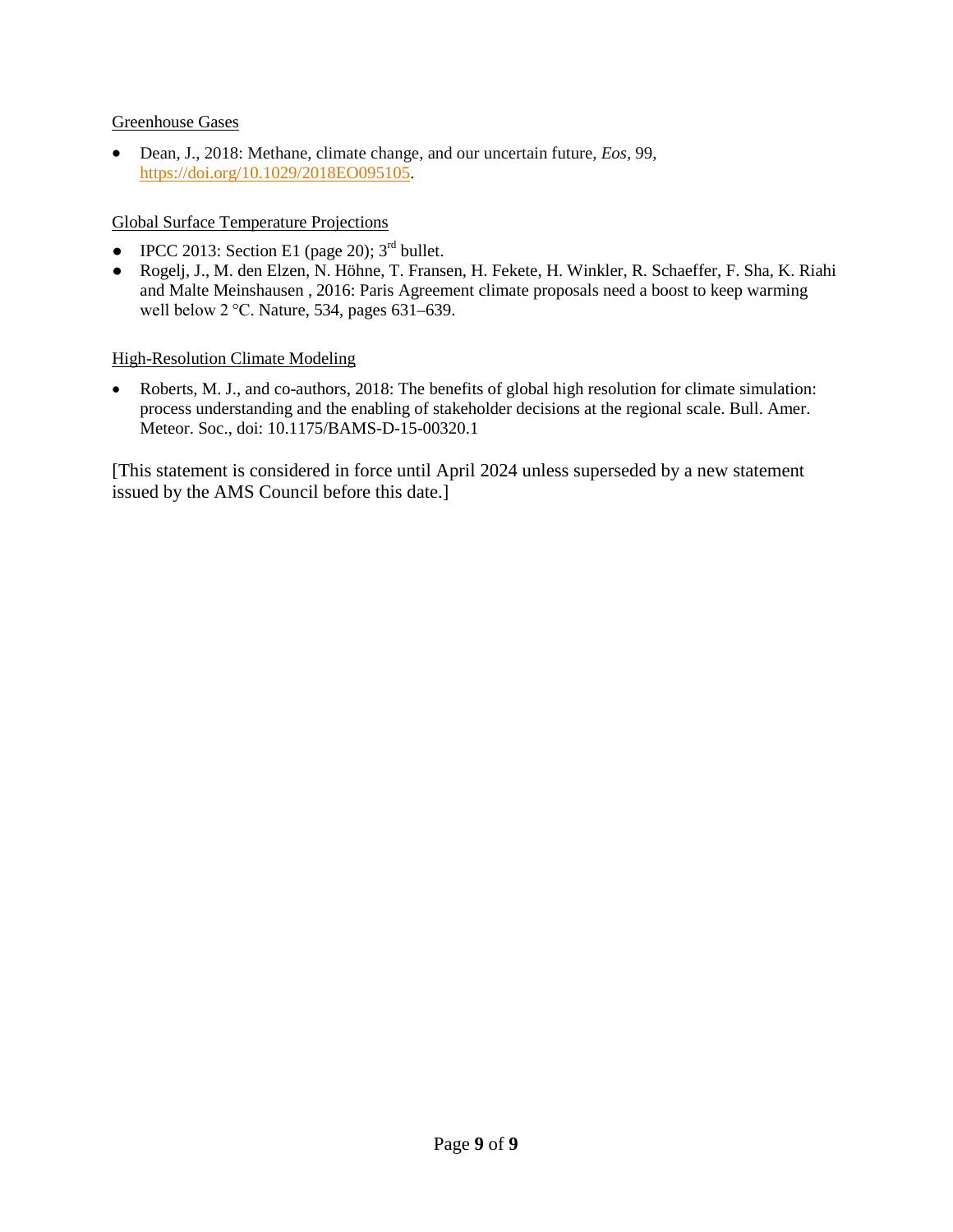Greenhouse Gases

- Dean, J., 2018: Methane, climate change, and our uncertain future, *Eos*, 99, https://doi.org/10.1029/2018EO095105.

Global Surface Temperature Projections

- IPCC 2013: Section E1 (page 20); 3rd bullet.
- Rogelj, J., M. den Elzen, N. Höhne, T. Fransen, H. Fekete, H. Winkler, R. Schaeffer, F. Sha, K. Riahi and Malte Meinshausen , 2016: Paris Agreement climate proposals need a boost to keep warming well below 2 °C. Nature, 534, pages 631–639.

High-Resolution Climate Modeling

- Roberts, M. J., and co-authors, 2018: The benefits of global high resolution for climate simulation: process understanding and the enabling of stakeholder decisions at the regional scale. Bull. Amer. Meteor. Soc., doi: 10.1175/BAMS-D-15-00320.1

[This statement is considered in force until April 2024 unless superseded by a new statement issued by the AMS Council before this date.]